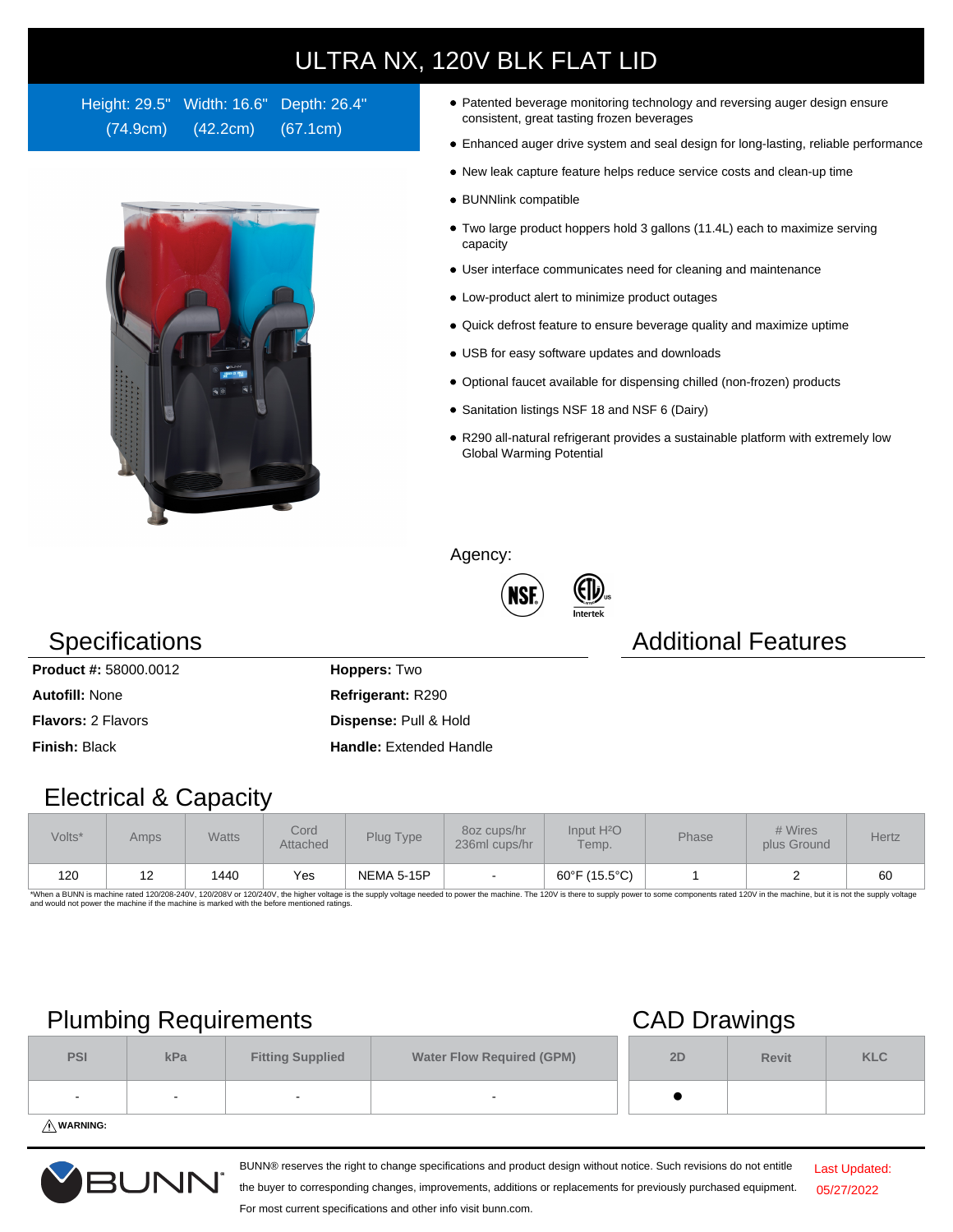# ULTRA NX, 120V BLK FLAT LID

Height: 29.5" (74.9cm) Width: 16.6" (42.2cm) Depth: 26.4" (67.1cm)

- Patented beverage monitoring technology and reversing auger design ensure consistent, great tasting frozen beverages
- Enhanced auger drive system and seal design for long-lasting, reliable performance
- New leak capture feature helps reduce service costs and clean-up time
- BUNNlink compatible
- Two large product hoppers hold 3 gallons (11.4L) each to maximize serving capacity
- User interface communicates need for cleaning and maintenance
- Low-product alert to minimize product outages
- Quick defrost feature to ensure beverage quality and maximize uptime
- USB for easy software updates and downloads
- Optional faucet available for dispensing chilled (non-frozen) products
- Sanitation listings NSF 18 and NSF 6 (Dairy)
- R290 all-natural refrigerant provides a sustainable platform with extremely low Global Warming Potential

Agency:

## Specifications

**Product #:** 58000.0012

**Autofill:** None

**Flavors:** 2 Flavors

**Finish:** Black

**Hoppers:** Two

**Refrigerant:** R290

**Dispense:** Pull & Hold

**Handle:** Extended Handle

## Additional Features

## Electrical & Capacity

| Volts* | Amps | Watts | Cord Attached | Plug Type | 8oz cups/hr 236ml cups/hr | Input $H_2O$ Temp. | Phase | # Wires plus Ground | Hertz |
|---|---|---|---|---|---|---|---|---|---|
| 120 | 12 | 1440 | Yes | NEMA 5-15P | - | 60°F (15.5°C) | 1 | 2 | 60 |

*When a BUNN is machine rated 120/208-240V, 120/208V or 120/240V, the higher voltage is the supply voltage needed to power the machine. The 120V is there to supply power to some components rated 120V in the machine, but it is not the supply voltage and would not power the machine if the machine is marked with the before mentioned ratings.

## Plumbing Requirements

| PSI | kPa | Fitting Supplied | Water Flow Required (GPM) |
|---|---|---|---|
| - | - | - | - |

⚠ **WARNING:**

## CAD Drawings

| 2D | Revit | KLC |
|---|---|---|
| ● | | |

BUNN® reserves the right to change specifications and product design without notice. Such revisions do not entitle the buyer to corresponding changes, improvements, additions or replacements for previously purchased equipment. For most current specifications and other info visit bunn.com.

Last Updated: 05/27/2022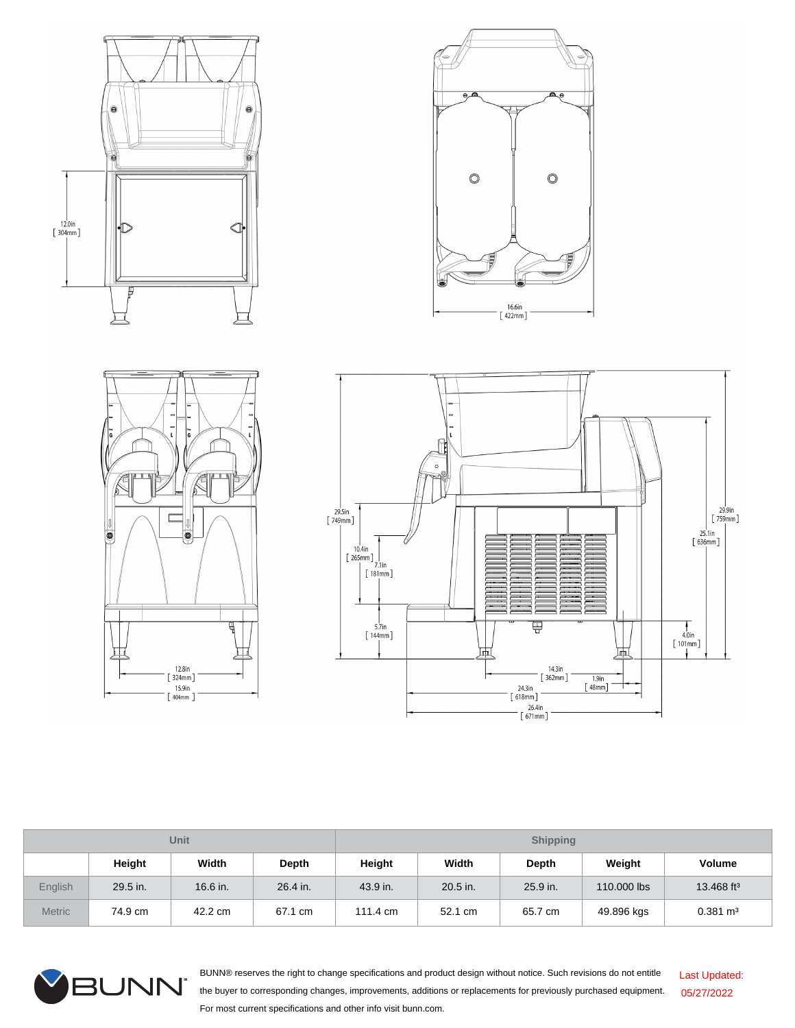12.0in
[ 304mm ]

16.6in
[ 422mm ]

29.5in
[ 749mm ]

10.4in
[ 265mm ]

7.1in
[ 181mm ]

5.7in
[ 144mm ]

12.8in
[ 324mm ]

15.9in
[ 404mm ]

29.9in
[ 759mm ]

25.1in
[ 636mm ]

4.0in
[ 101mm ]

14.3in
[ 362mm ]

1.9in
[ 48mm ]

24.3in
[ 618mm ]

26.4in
[ 671mm ]

| | Unit | | | Shipping | | | | |
|---|---|---|---|---|---|---|---|---|
| | Height | Width | Depth | Height | Width | Depth | Weight | Volume |
| English | 29.5 in. | 16.6 in. | 26.4 in. | 43.9 in. | 20.5 in. | 25.9 in. | 110.000 lbs | 13.468 ft³ |
| Metric | 74.9 cm | 42.2 cm | 67.1 cm | 111.4 cm | 52.1 cm | 65.7 cm | 49.896 kgs | 0.381 m³ |

BUNN® reserves the right to change specifications and product design without notice. Such revisions do not entitle the buyer to corresponding changes, improvements, additions or replacements for previously purchased equipment. For most current specifications and other info visit bunn.com.

Last Updated: 05/27/2022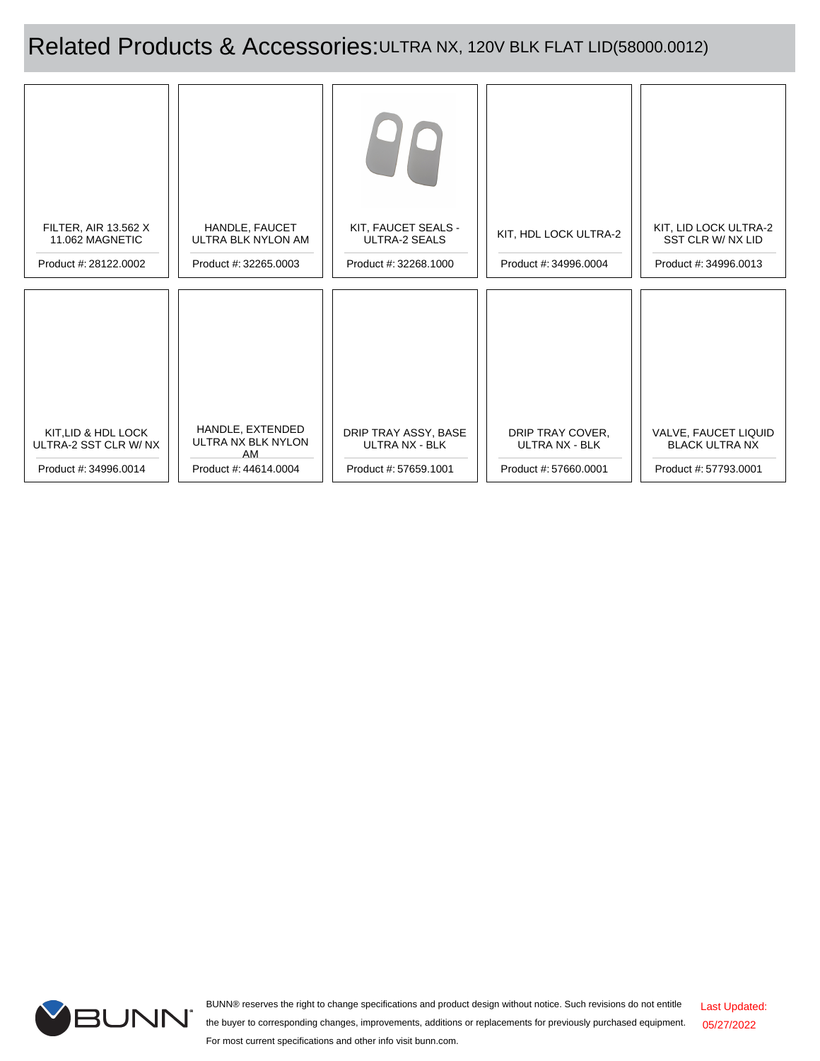# Related Products & Accessories: ULTRA NX, 120V BLK FLAT LID(58000.0012)

| Product | Product # |
|---|---|
| FILTER, AIR 13.562 X 11.062 MAGNETIC | Product #: 28122.0002 |
| HANDLE, FAUCET ULTRA BLK NYLON AM | Product #: 32265.0003 |
| KIT, FAUCET SEALS - ULTRA-2 SEALS | Product #: 32268.1000 |
| KIT, HDL LOCK ULTRA-2 | Product #: 34996.0004 |
| KIT, LID LOCK ULTRA-2 SST CLR W/ NX LID | Product #: 34996.0013 |
| KIT,LID & HDL LOCK ULTRA-2 SST CLR W/ NX | Product #: 34996.0014 |
| HANDLE, EXTENDED ULTRA NX BLK NYLON AM | Product #: 44614.0004 |
| DRIP TRAY ASSY, BASE ULTRA NX - BLK | Product #: 57659.1001 |
| DRIP TRAY COVER, ULTRA NX - BLK | Product #: 57660.0001 |
| VALVE, FAUCET LIQUID BLACK ULTRA NX | Product #: 57793.0001 |

BUNN® reserves the right to change specifications and product design without notice. Such revisions do not entitle the buyer to corresponding changes, improvements, additions or replacements for previously purchased equipment. For most current specifications and other info visit bunn.com.

Last Updated: 05/27/2022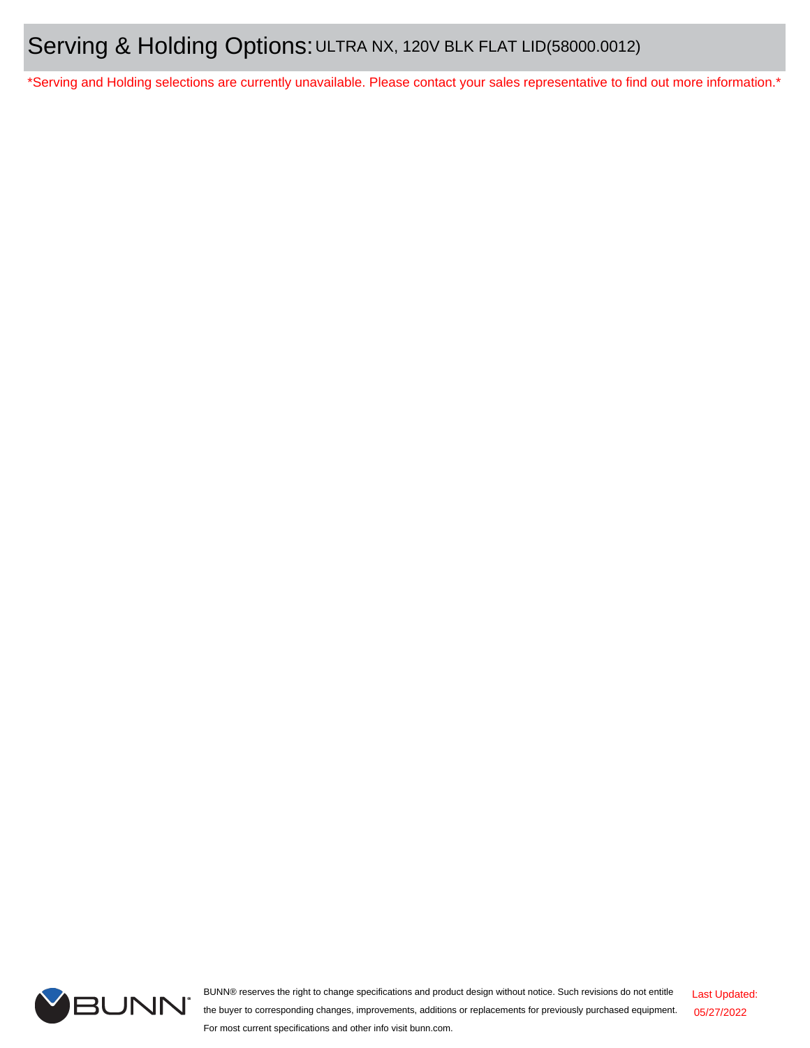# Serving & Holding Options: ULTRA NX, 120V BLK FLAT LID(58000.0012)

*Serving and Holding selections are currently unavailable. Please contact your sales representative to find out more information.*

BUNN® reserves the right to change specifications and product design without notice. Such revisions do not entitle the buyer to corresponding changes, improvements, additions or replacements for previously purchased equipment. For most current specifications and other info visit bunn.com.

Last Updated: 05/27/2022